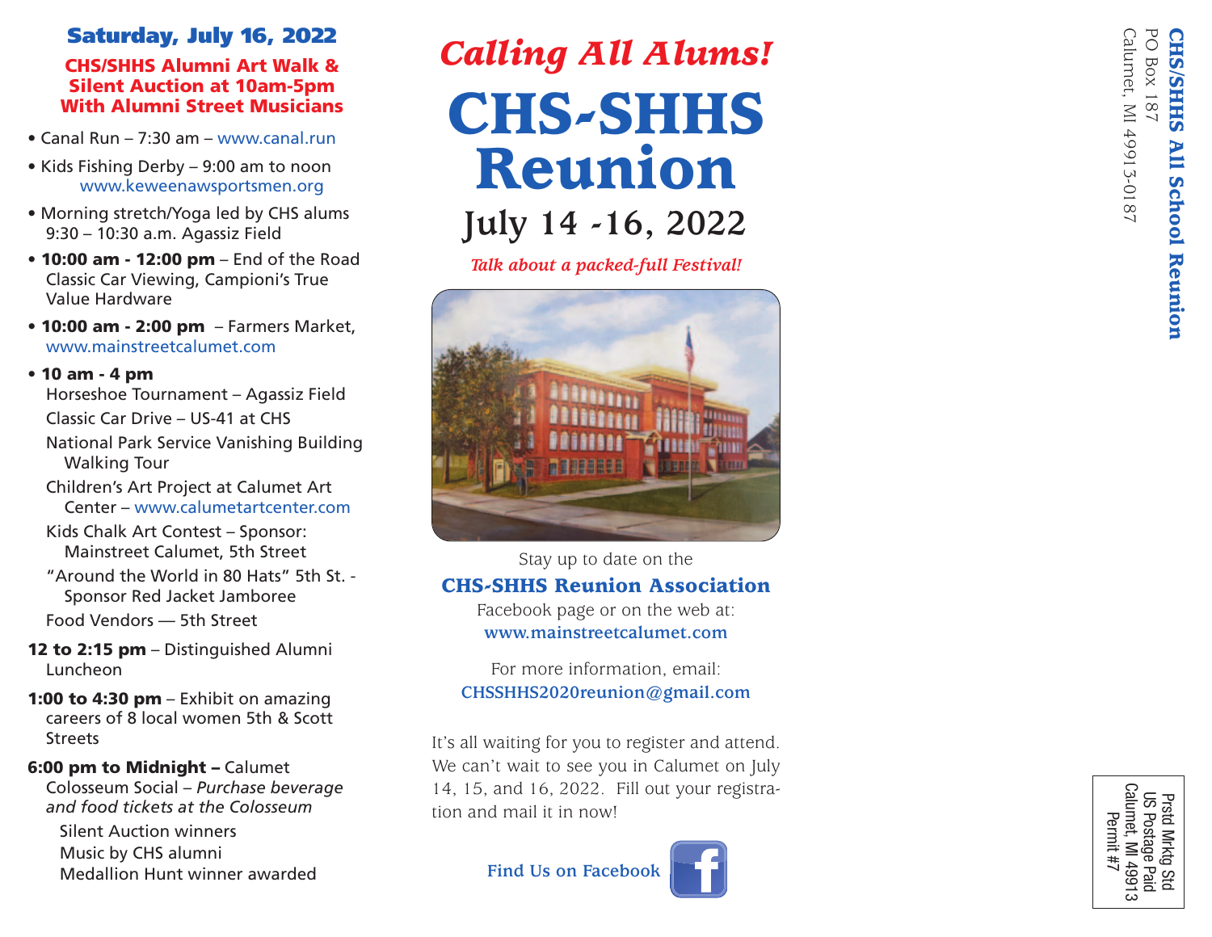## Saturday, July 16, 2022

**CHS/SHHS Alumni Art Walk & Silent Auction at 10am-5pm With Alumni Street Musicians**

- Canal Run – 7:30 am – www.canal.run
- Kids Fishing Derby – 9:00 am to noon www.keweenawsportsmen.org
- Morning stretch/Yoga led by CHS alums 9:30 – 10:30 a.m. Agassiz Field
- **10:00 am - 12:00 pm** – End of the Road Classic Car Viewing, Campioni's True Value Hardware
- **10:00 am - 2:00 pm** – Farmers Market, www.mainstreetcalumet.com
- **10 am - 4 pm**
  - Horseshoe Tournament – Agassiz Field
  - Classic Car Drive – US-41 at CHS
  - National Park Service Vanishing Building Walking Tour
  - Children's Art Project at Calumet Art Center – www.calumetartcenter.com
  - Kids Chalk Art Contest – Sponsor: Mainstreet Calumet, 5th Street
  - "Around the World in 80 Hats" 5th St. - Sponsor Red Jacket Jamboree
  - Food Vendors — 5th Street

**12 to 2:15 pm** – Distinguished Alumni Luncheon

**1:00 to 4:30 pm** – Exhibit on amazing careers of 8 local women 5th & Scott Streets

**6:00 pm to Midnight –** Calumet Colosseum Social – *Purchase beverage and food tickets at the Colosseum*

Silent Auction winners
Music by CHS alumni
Medallion Hunt winner awarded

# *Calling All Alums!*

# CHS-SHHS Reunion

## July 14 -16, 2022

*Talk about a packed-full Festival!*

Stay up to date on the

**CHS-SHHS Reunion Association**

Facebook page or on the web at:
**www.mainstreetcalumet.com**

For more information, email:
**CHSSHHS2020reunion@gmail.com**

It's all waiting for you to register and attend. We can't wait to see you in Calumet on July 14, 15, and 16, 2022. Fill out your registration and mail it in now!

**Find Us on Facebook**

**CHS/SHHS All School Reunion**
PO Box 187
Calumet, MI 49913-0187

Prstd Mrktg Std
US Postage Paid
Calumet, MI 49913
Permit #7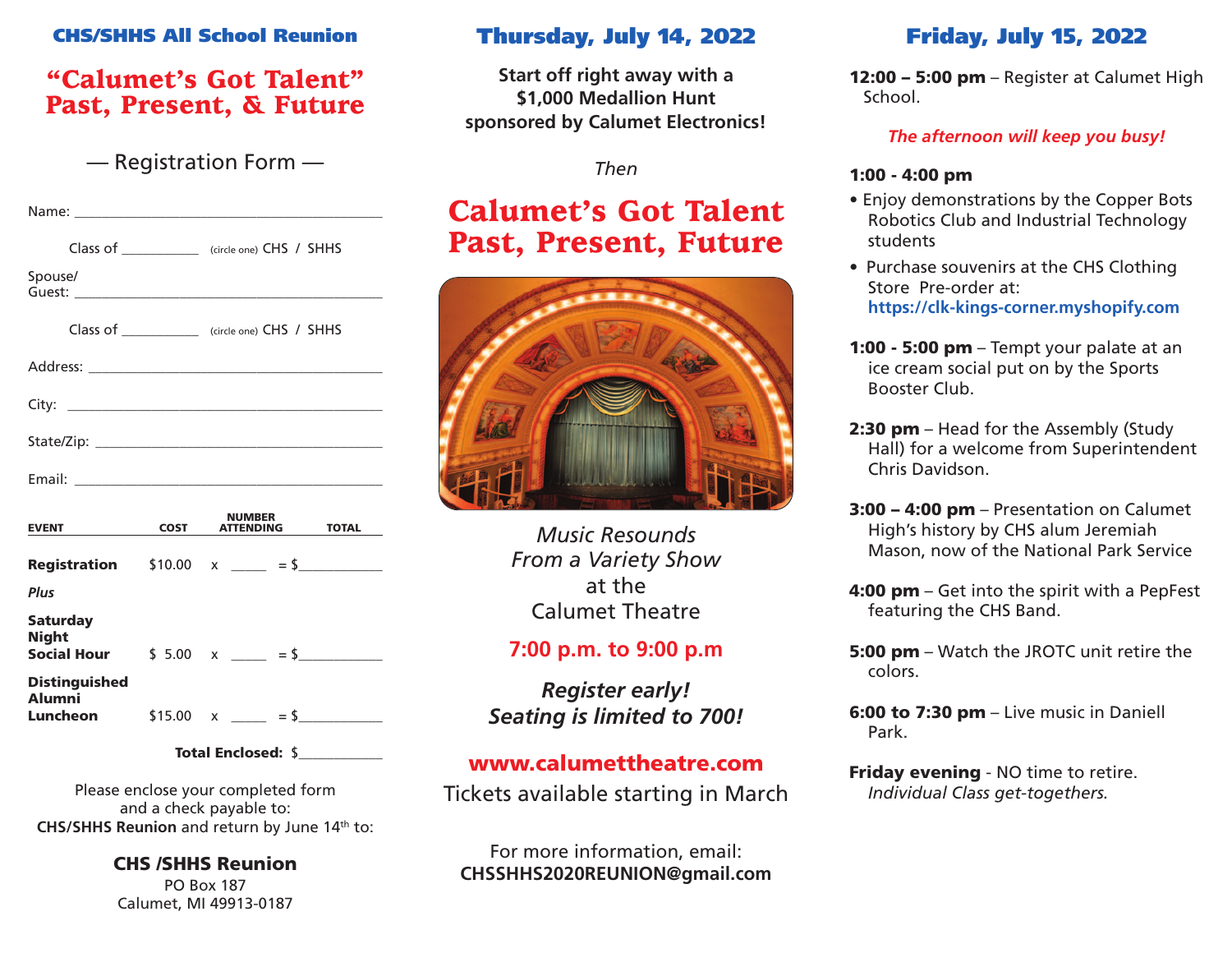## CHS/SHHS All School Reunion

# "Calumet's Got Talent" Past, Present, & Future

— Registration Form —

Name: ___________________________________________

Class of __________ (circle one) CHS / SHHS

Spouse/ Guest: ___________________________________________

Class of __________ (circle one) CHS / SHHS

Address: ___________________________________________

City: ___________________________________________

State/Zip: ___________________________________________

Email: ___________________________________________

| EVENT | COST | | NUMBER ATTENDING | TOTAL |
|---|---|---|---|---|
| **Registration** | $10.00 | x | _____ | = $___________ |
| *Plus* | | | | |
| **Saturday Night Social Hour** | $ 5.00 | x | _____ | = $___________ |
| **Distinguished Alumni Luncheon** | $15.00 | x | _____ | = $___________ |
| | | | **Total Enclosed:** | $___________ |

Please enclose your completed form and a check payable to: **CHS/SHHS Reunion** and return by June 14th to:

**CHS /SHHS Reunion**
PO Box 187
Calumet, MI 49913-0187

## Thursday, July 14, 2022

**Start off right away with a $1,000 Medallion Hunt sponsored by Calumet Electronics!**

*Then*

# Calumet's Got Talent Past, Present, Future

*Music Resounds From a Variety Show* at the Calumet Theatre

**7:00 p.m. to 9:00 p.m**

***Register early! Seating is limited to 700!***

**www.calumettheatre.com**

Tickets available starting in March

For more information, email:
**CHSSHHS2020REUNION@gmail.com**

## Friday, July 15, 2022

**12:00 – 5:00 pm** – Register at Calumet High School.

***The afternoon will keep you busy!***

**1:00 - 4:00 pm**

- Enjoy demonstrations by the Copper Bots Robotics Club and Industrial Technology students
- Purchase souvenirs at the CHS Clothing Store Pre-order at: **https://clk-kings-corner.myshopify.com**

**1:00 - 5:00 pm** – Tempt your palate at an ice cream social put on by the Sports Booster Club.

**2:30 pm** – Head for the Assembly (Study Hall) for a welcome from Superintendent Chris Davidson.

**3:00 – 4:00 pm** – Presentation on Calumet High's history by CHS alum Jeremiah Mason, now of the National Park Service

**4:00 pm** – Get into the spirit with a PepFest featuring the CHS Band.

**5:00 pm** – Watch the JROTC unit retire the colors.

**6:00 to 7:30 pm** – Live music in Daniell Park.

**Friday evening** - NO time to retire. *Individual Class get-togethers.*